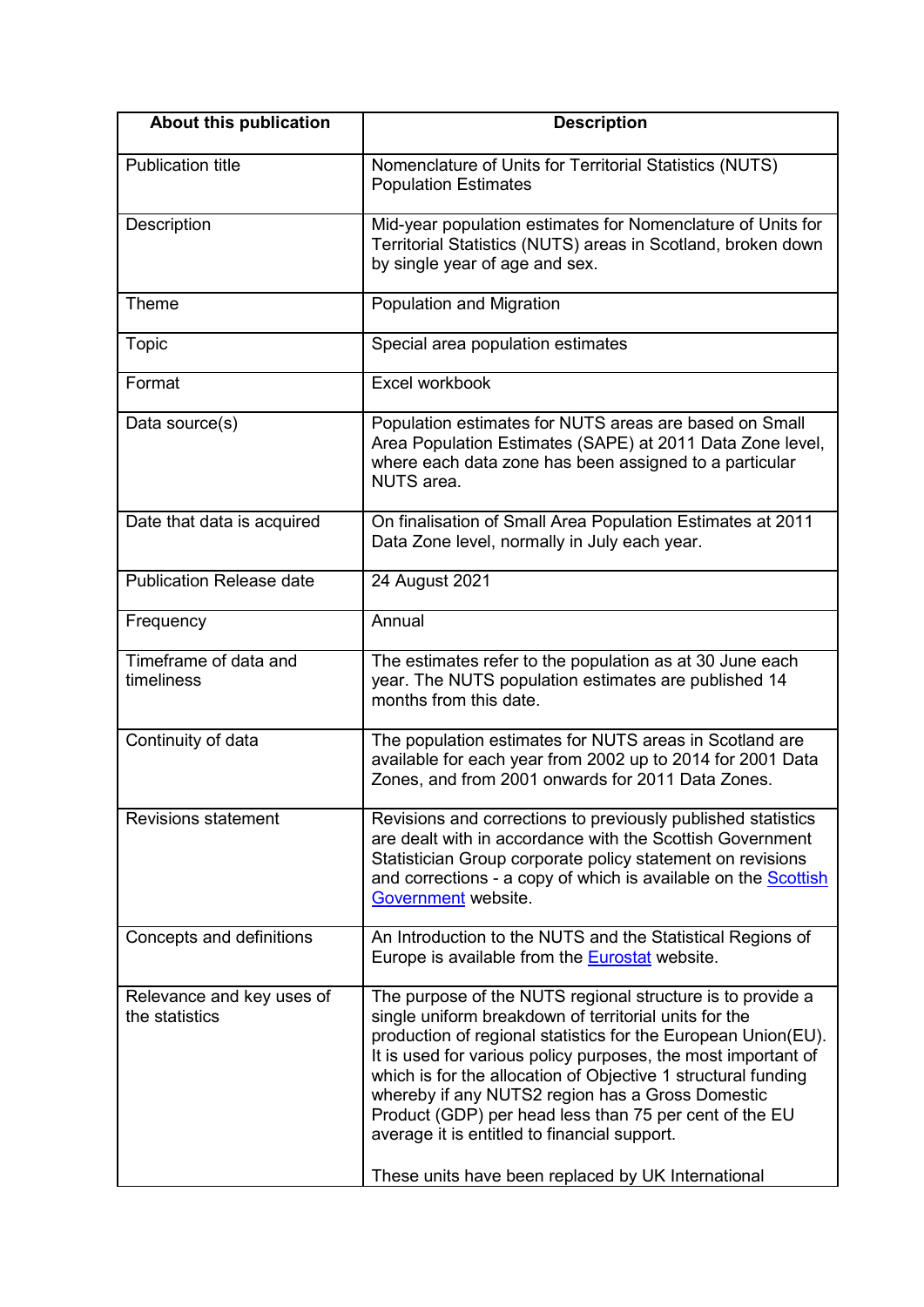| About this publication | Description |
|---|---|
| Publication title | Nomenclature of Units for Territorial Statistics (NUTS) Population Estimates |
| Description | Mid-year population estimates for Nomenclature of Units for Territorial Statistics (NUTS) areas in Scotland, broken down by single year of age and sex. |
| Theme | Population and Migration |
| Topic | Special area population estimates |
| Format | Excel workbook |
| Data source(s) | Population estimates for NUTS areas are based on Small Area Population Estimates (SAPE) at 2011 Data Zone level, where each data zone has been assigned to a particular NUTS area. |
| Date that data is acquired | On finalisation of Small Area Population Estimates at 2011 Data Zone level, normally in July each year. |
| Publication Release date | 24 August 2021 |
| Frequency | Annual |
| Timeframe of data and timeliness | The estimates refer to the population as at 30 June each year. The NUTS population estimates are published 14 months from this date. |
| Continuity of data | The population estimates for NUTS areas in Scotland are available for each year from 2002 up to 2014 for 2001 Data Zones, and from 2001 onwards for 2011 Data Zones. |
| Revisions statement | Revisions and corrections to previously published statistics are dealt with in accordance with the Scottish Government Statistician Group corporate policy statement on revisions and corrections - a copy of which is available on the Scottish Government website. |
| Concepts and definitions | An Introduction to the NUTS and the Statistical Regions of Europe is available from the Eurostat website. |
| Relevance and key uses of the statistics | The purpose of the NUTS regional structure is to provide a single uniform breakdown of territorial units for the production of regional statistics for the European Union(EU). It is used for various policy purposes, the most important of which is for the allocation of Objective 1 structural funding whereby if any NUTS2 region has a Gross Domestic Product (GDP) per head less than 75 per cent of the EU average it is entitled to financial support.<br><br>These units have been replaced by UK International |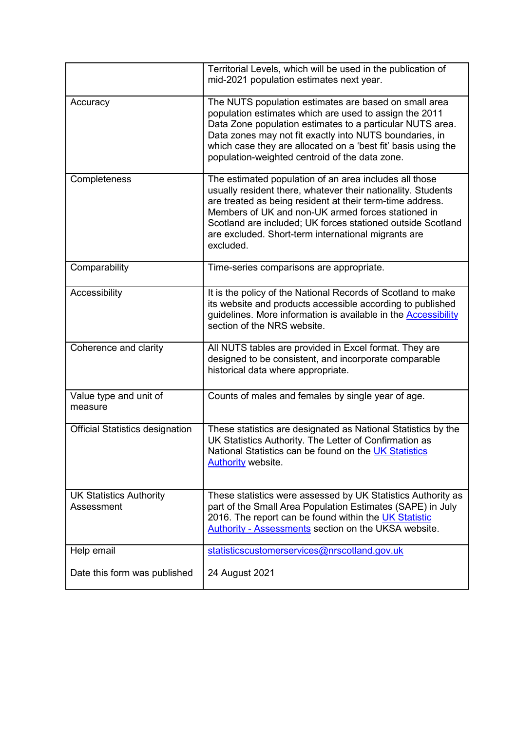| | |
|---|---|
| | Territorial Levels, which will be used in the publication of mid-2021 population estimates next year. |
| Accuracy | The NUTS population estimates are based on small area population estimates which are used to assign the 2011 Data Zone population estimates to a particular NUTS area. Data zones may not fit exactly into NUTS boundaries, in which case they are allocated on a 'best fit' basis using the population-weighted centroid of the data zone. |
| Completeness | The estimated population of an area includes all those usually resident there, whatever their nationality. Students are treated as being resident at their term-time address. Members of UK and non-UK armed forces stationed in Scotland are included; UK forces stationed outside Scotland are excluded. Short-term international migrants are excluded. |
| Comparability | Time-series comparisons are appropriate. |
| Accessibility | It is the policy of the National Records of Scotland to make its website and products accessible according to published guidelines. More information is available in the Accessibility section of the NRS website. |
| Coherence and clarity | All NUTS tables are provided in Excel format. They are designed to be consistent, and incorporate comparable historical data where appropriate. |
| Value type and unit of measure | Counts of males and females by single year of age. |
| Official Statistics designation | These statistics are designated as National Statistics by the UK Statistics Authority. The Letter of Confirmation as National Statistics can be found on the UK Statistics Authority website. |
| UK Statistics Authority Assessment | These statistics were assessed by UK Statistics Authority as part of the Small Area Population Estimates (SAPE) in July 2016. The report can be found within the UK Statistic Authority - Assessments section on the UKSA website. |
| Help email | statisticscustomerservices@nrscotland.gov.uk |
| Date this form was published | 24 August 2021 |